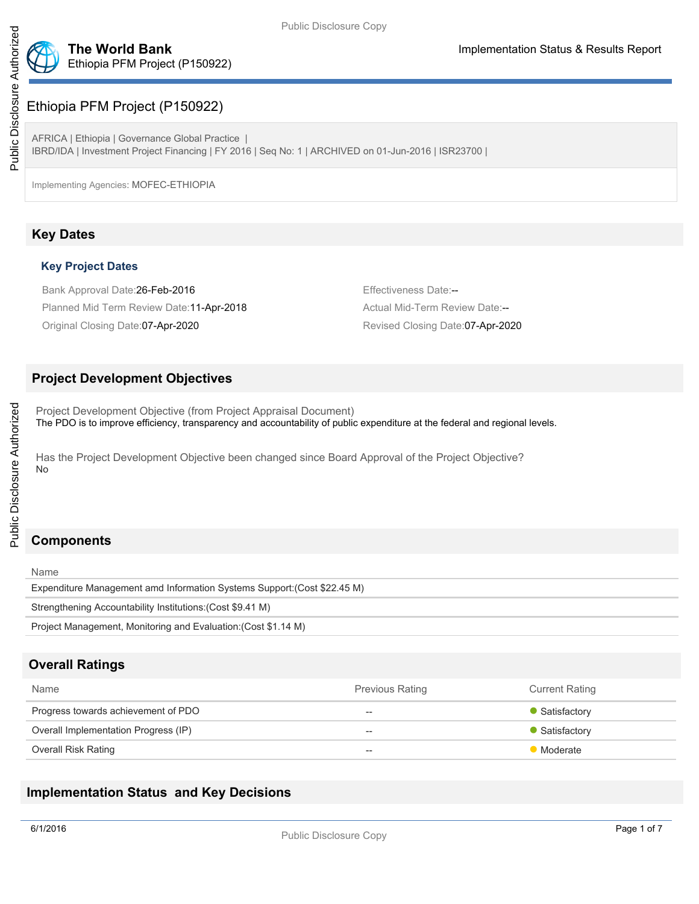# Ethiopia PFM Project (P150922)

AFRICA | Ethiopia | Governance Global Practice |
IBRD/IDA | Investment Project Financing | FY 2016 | Seq No: 1 | ARCHIVED on 01-Jun-2016 | ISR23700 |

Implementing Agencies: MOFEC-ETHIOPIA

## Key Dates

### Key Project Dates

Bank Approval Date:26-Feb-2016

Effectiveness Date:--

Planned Mid Term Review Date:11-Apr-2018

Actual Mid-Term Review Date:--

Original Closing Date:07-Apr-2020

Revised Closing Date:07-Apr-2020

## Project Development Objectives

Project Development Objective (from Project Appraisal Document)
The PDO is to improve efficiency, transparency and accountability of public expenditure at the federal and regional levels.

Has the Project Development Objective been changed since Board Approval of the Project Objective?
No

## Components

| Name |
| --- |
| Expenditure Management amd Information Systems Support:(Cost $22.45 M) |
| Strengthening Accountability Institutions:(Cost $9.41 M) |
| Project Management, Monitoring and Evaluation:(Cost $1.14 M) |

## Overall Ratings

| Name | Previous Rating | Current Rating |
| --- | --- | --- |
| Progress towards achievement of PDO | -- | Satisfactory |
| Overall Implementation Progress (IP) | -- | Satisfactory |
| Overall Risk Rating | -- | Moderate |

## Implementation Status and Key Decisions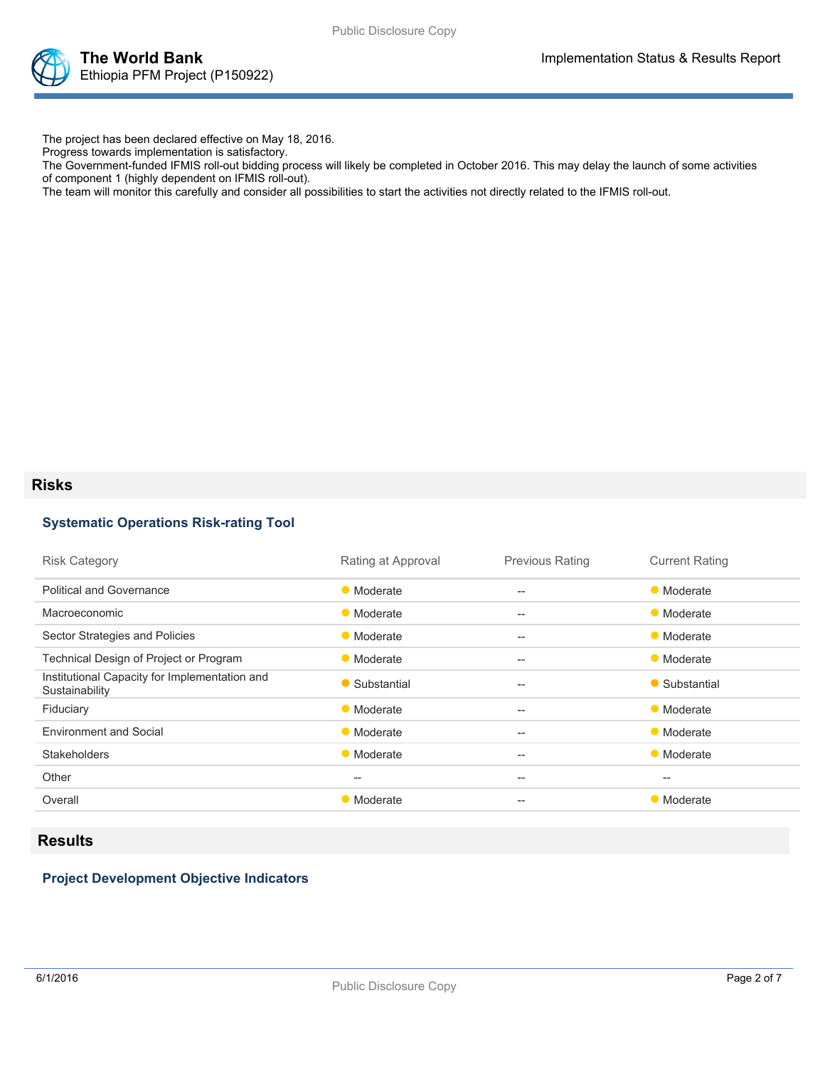The project has been declared effective on May 18, 2016.
Progress towards implementation is satisfactory.
The Government-funded IFMIS roll-out bidding process will likely be completed in October 2016. This may delay the launch of some activities of component 1 (highly dependent on IFMIS roll-out).
The team will monitor this carefully and consider all possibilities to start the activities not directly related to the IFMIS roll-out.

## Risks

### Systematic Operations Risk-rating Tool

| Risk Category | Rating at Approval | Previous Rating | Current Rating |
|---|---|---|---|
| Political and Governance | Moderate | -- | Moderate |
| Macroeconomic | Moderate | -- | Moderate |
| Sector Strategies and Policies | Moderate | -- | Moderate |
| Technical Design of Project or Program | Moderate | -- | Moderate |
| Institutional Capacity for Implementation and Sustainability | Substantial | -- | Substantial |
| Fiduciary | Moderate | -- | Moderate |
| Environment and Social | Moderate | -- | Moderate |
| Stakeholders | Moderate | -- | Moderate |
| Other | -- | -- | -- |
| Overall | Moderate | -- | Moderate |

## Results

### Project Development Objective Indicators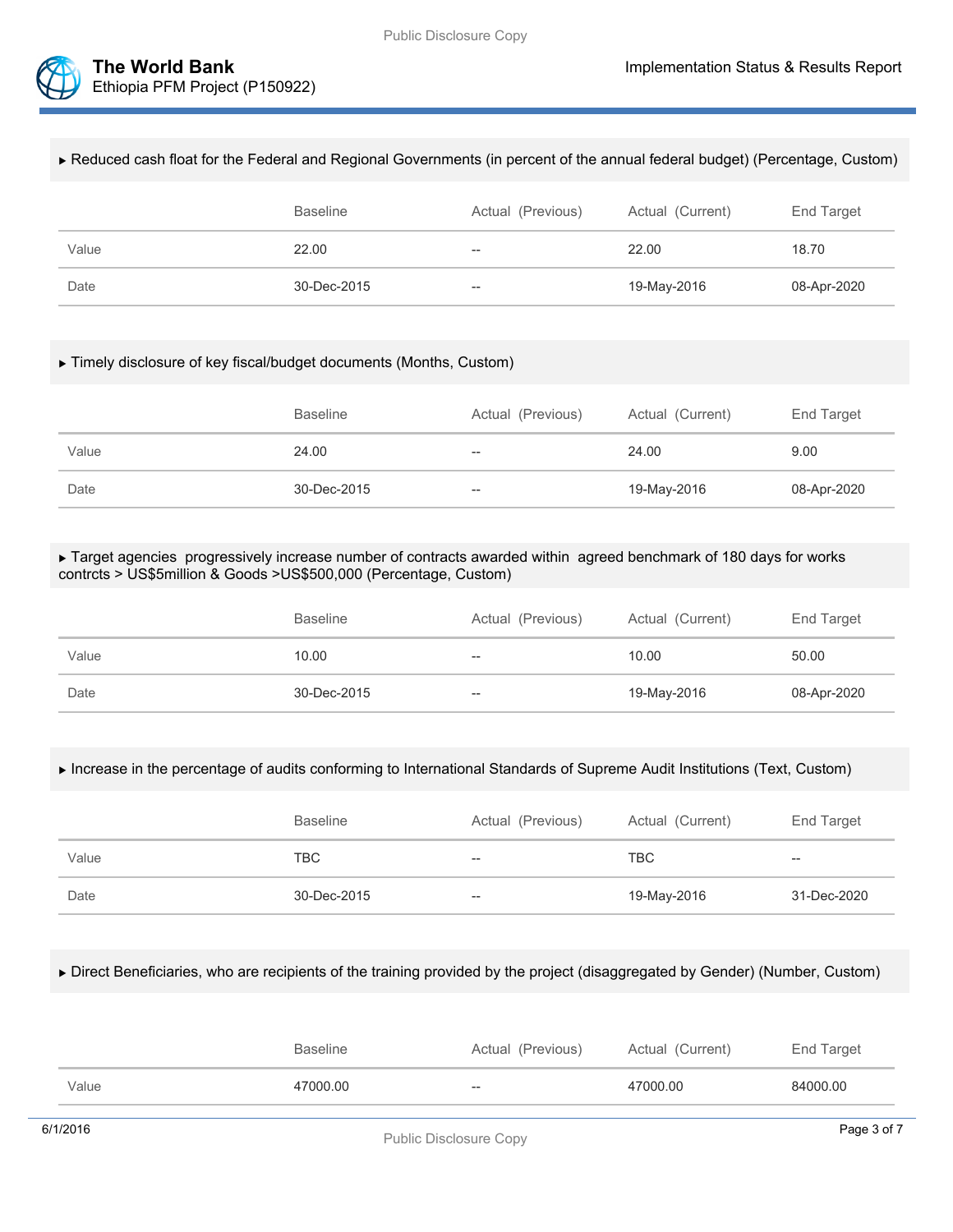▸ Reduced cash float for the Federal and Regional Governments (in percent of the annual federal budget) (Percentage, Custom)

| | Baseline | Actual (Previous) | Actual (Current) | End Target |
|---|---|---|---|---|
| Value | 22.00 | -- | 22.00 | 18.70 |
| Date | 30-Dec-2015 | -- | 19-May-2016 | 08-Apr-2020 |

▸ Timely disclosure of key fiscal/budget documents (Months, Custom)

| | Baseline | Actual (Previous) | Actual (Current) | End Target |
|---|---|---|---|---|
| Value | 24.00 | -- | 24.00 | 9.00 |
| Date | 30-Dec-2015 | -- | 19-May-2016 | 08-Apr-2020 |

▸ Target agencies progressively increase number of contracts awarded within agreed benchmark of 180 days for works contrcts > US$5million & Goods >US$500,000 (Percentage, Custom)

| | Baseline | Actual (Previous) | Actual (Current) | End Target |
|---|---|---|---|---|
| Value | 10.00 | -- | 10.00 | 50.00 |
| Date | 30-Dec-2015 | -- | 19-May-2016 | 08-Apr-2020 |

▸ Increase in the percentage of audits conforming to International Standards of Supreme Audit Institutions (Text, Custom)

| | Baseline | Actual (Previous) | Actual (Current) | End Target |
|---|---|---|---|---|
| Value | TBC | -- | TBC | -- |
| Date | 30-Dec-2015 | -- | 19-May-2016 | 31-Dec-2020 |

▸ Direct Beneficiaries, who are recipients of the training provided by the project (disaggregated by Gender) (Number, Custom)

| | Baseline | Actual (Previous) | Actual (Current) | End Target |
|---|---|---|---|---|
| Value | 47000.00 | -- | 47000.00 | 84000.00 |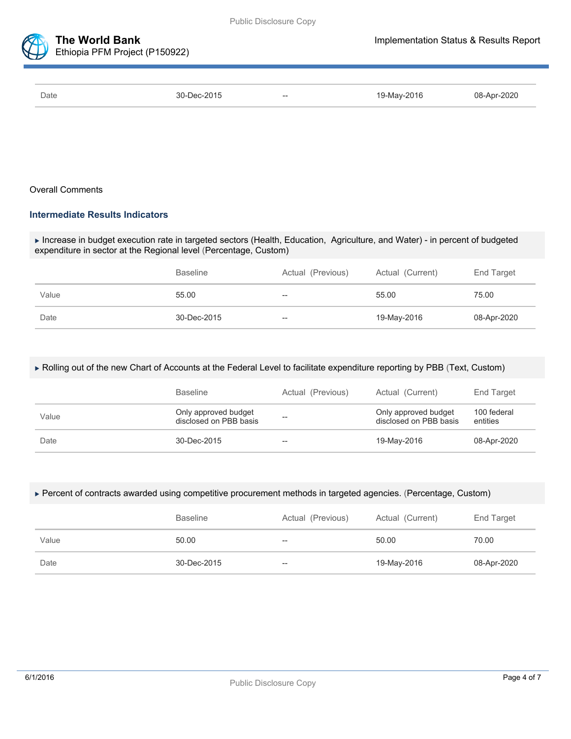| Date | 30-Dec-2015 | -- | 19-May-2016 | 08-Apr-2020 |
|---|---|---|---|---|

Overall Comments

### Intermediate Results Indicators

▶ Increase in budget execution rate in targeted sectors (Health, Education, Agriculture, and Water) - in percent of budgeted expenditure in sector at the Regional level (Percentage, Custom)

| | Baseline | Actual (Previous) | Actual (Current) | End Target |
|---|---|---|---|---|
| Value | 55.00 | -- | 55.00 | 75.00 |
| Date | 30-Dec-2015 | -- | 19-May-2016 | 08-Apr-2020 |

▶ Rolling out of the new Chart of Accounts at the Federal Level to facilitate expenditure reporting by PBB (Text, Custom)

| | Baseline | Actual (Previous) | Actual (Current) | End Target |
|---|---|---|---|---|
| Value | Only approved budget disclosed on PBB basis | -- | Only approved budget disclosed on PBB basis | 100 federal entities |
| Date | 30-Dec-2015 | -- | 19-May-2016 | 08-Apr-2020 |

▶ Percent of contracts awarded using competitive procurement methods in targeted agencies. (Percentage, Custom)

| | Baseline | Actual (Previous) | Actual (Current) | End Target |
|---|---|---|---|---|
| Value | 50.00 | -- | 50.00 | 70.00 |
| Date | 30-Dec-2015 | -- | 19-May-2016 | 08-Apr-2020 |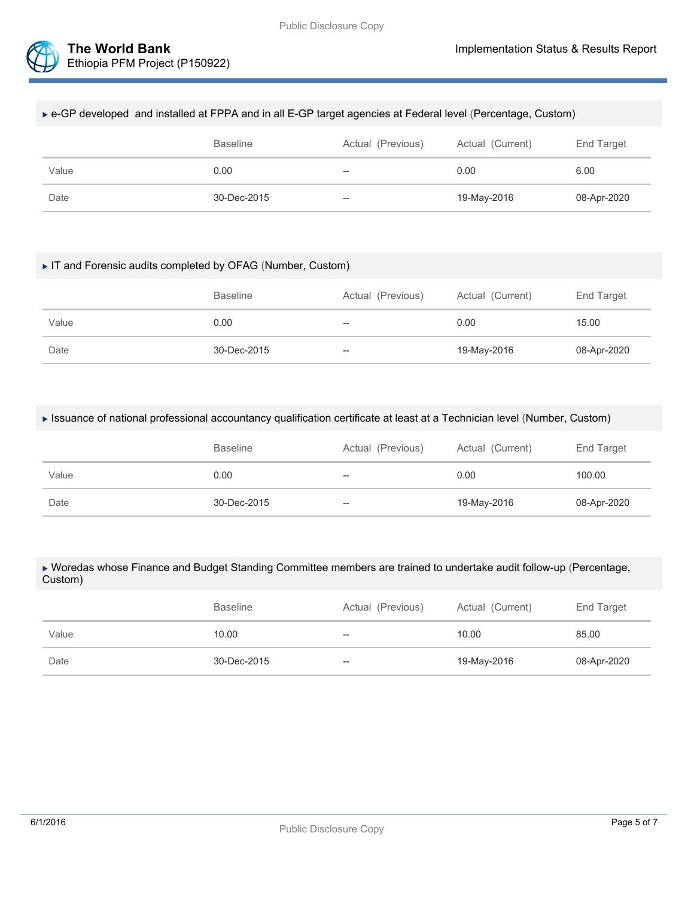▸ e-GP developed  and installed at FPPA and in all E-GP target agencies at Federal level (Percentage, Custom)

| | Baseline | Actual (Previous) | Actual (Current) | End Target |
|---|---|---|---|---|
| Value | 0.00 | -- | 0.00 | 6.00 |
| Date | 30-Dec-2015 | -- | 19-May-2016 | 08-Apr-2020 |

▸ IT and Forensic audits completed by OFAG (Number, Custom)

| | Baseline | Actual (Previous) | Actual (Current) | End Target |
|---|---|---|---|---|
| Value | 0.00 | -- | 0.00 | 15.00 |
| Date | 30-Dec-2015 | -- | 19-May-2016 | 08-Apr-2020 |

▸ Issuance of national professional accountancy qualification certificate at least at a Technician level (Number, Custom)

| | Baseline | Actual (Previous) | Actual (Current) | End Target |
|---|---|---|---|---|
| Value | 0.00 | -- | 0.00 | 100.00 |
| Date | 30-Dec-2015 | -- | 19-May-2016 | 08-Apr-2020 |

▸ Woredas whose Finance and Budget Standing Committee members are trained to undertake audit follow-up (Percentage, Custom)

| | Baseline | Actual (Previous) | Actual (Current) | End Target |
|---|---|---|---|---|
| Value | 10.00 | -- | 10.00 | 85.00 |
| Date | 30-Dec-2015 | -- | 19-May-2016 | 08-Apr-2020 |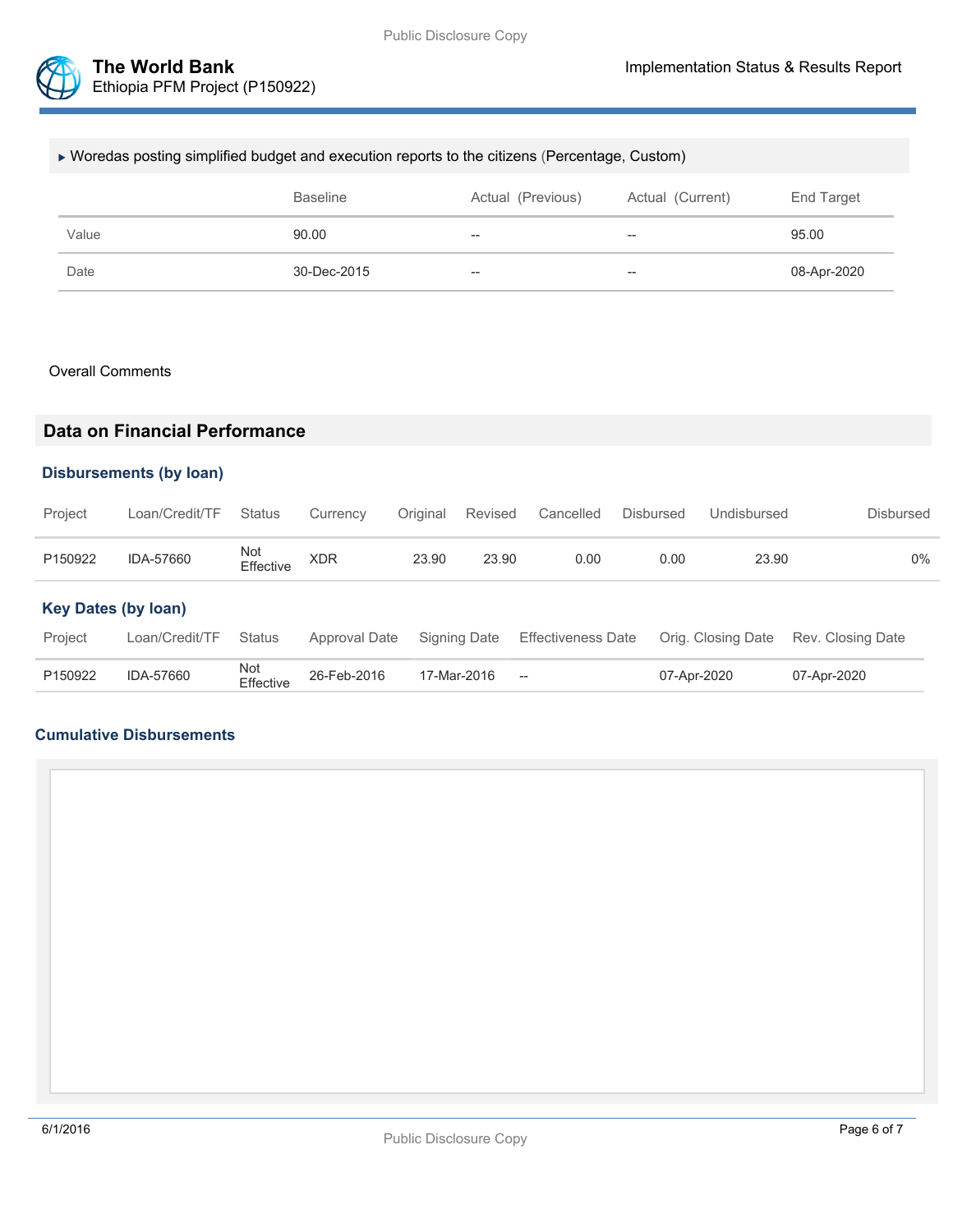▸ Woredas posting simplified budget and execution reports to the citizens (Percentage, Custom)

| | Baseline | Actual (Previous) | Actual (Current) | End Target |
|---|---|---|---|---|
| Value | 90.00 | -- | -- | 95.00 |
| Date | 30-Dec-2015 | -- | -- | 08-Apr-2020 |

Overall Comments

## Data on Financial Performance

### Disbursements (by loan)

| Project | Loan/Credit/TF | Status | Currency | Original | Revised | Cancelled | Disbursed | Undisbursed | Disbursed |
|---|---|---|---|---|---|---|---|---|---|
| P150922 | IDA-57660 | Not Effective | XDR | 23.90 | 23.90 | 0.00 | 0.00 | 23.90 | 0% |

### Key Dates (by loan)

| Project | Loan/Credit/TF | Status | Approval Date | Signing Date | Effectiveness Date | Orig. Closing Date | Rev. Closing Date |
|---|---|---|---|---|---|---|---|
| P150922 | IDA-57660 | Not Effective | 26-Feb-2016 | 17-Mar-2016 | -- | 07-Apr-2020 | 07-Apr-2020 |

### Cumulative Disbursements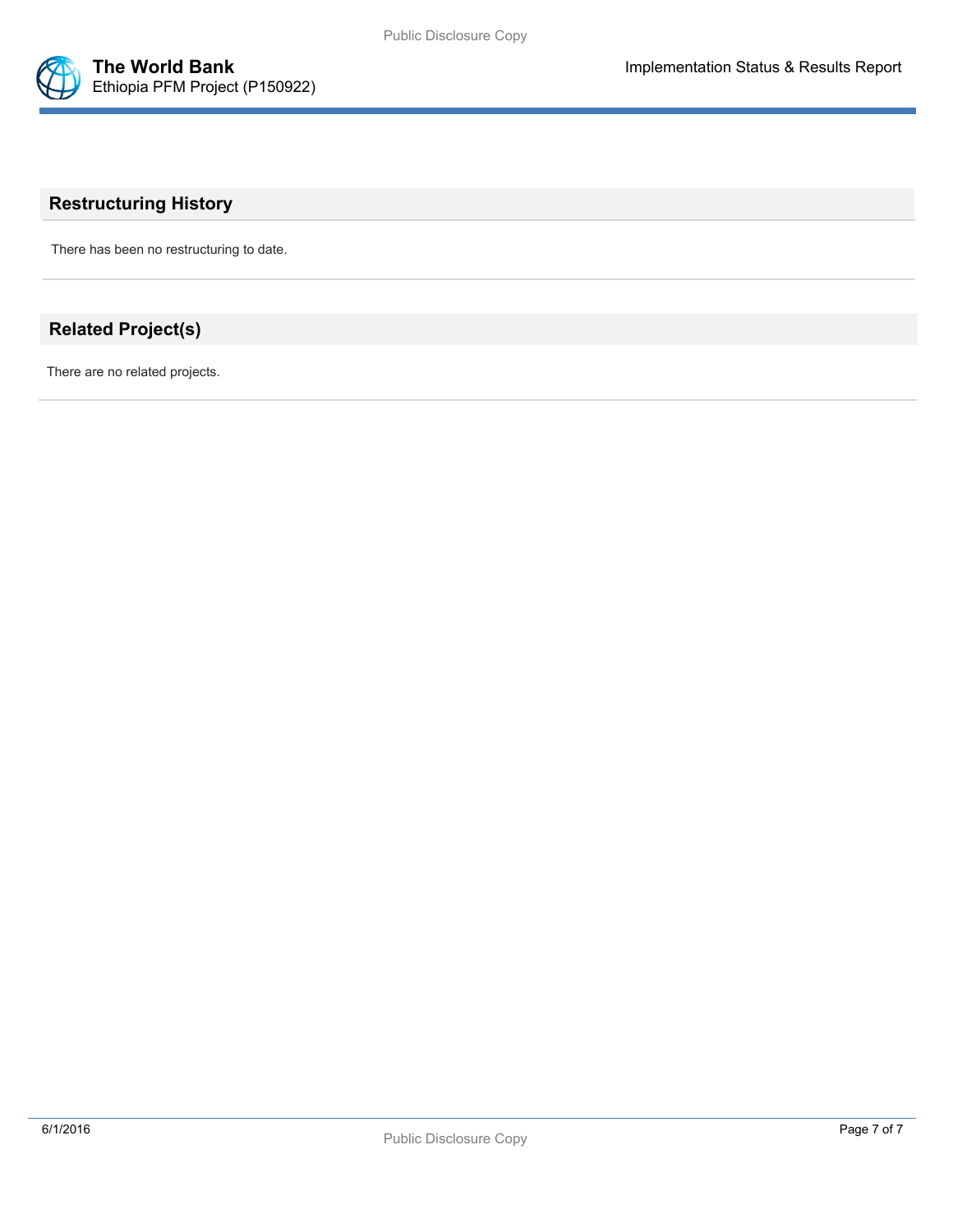## Restructuring History

There has been no restructuring to date.

## Related Project(s)

There are no related projects.